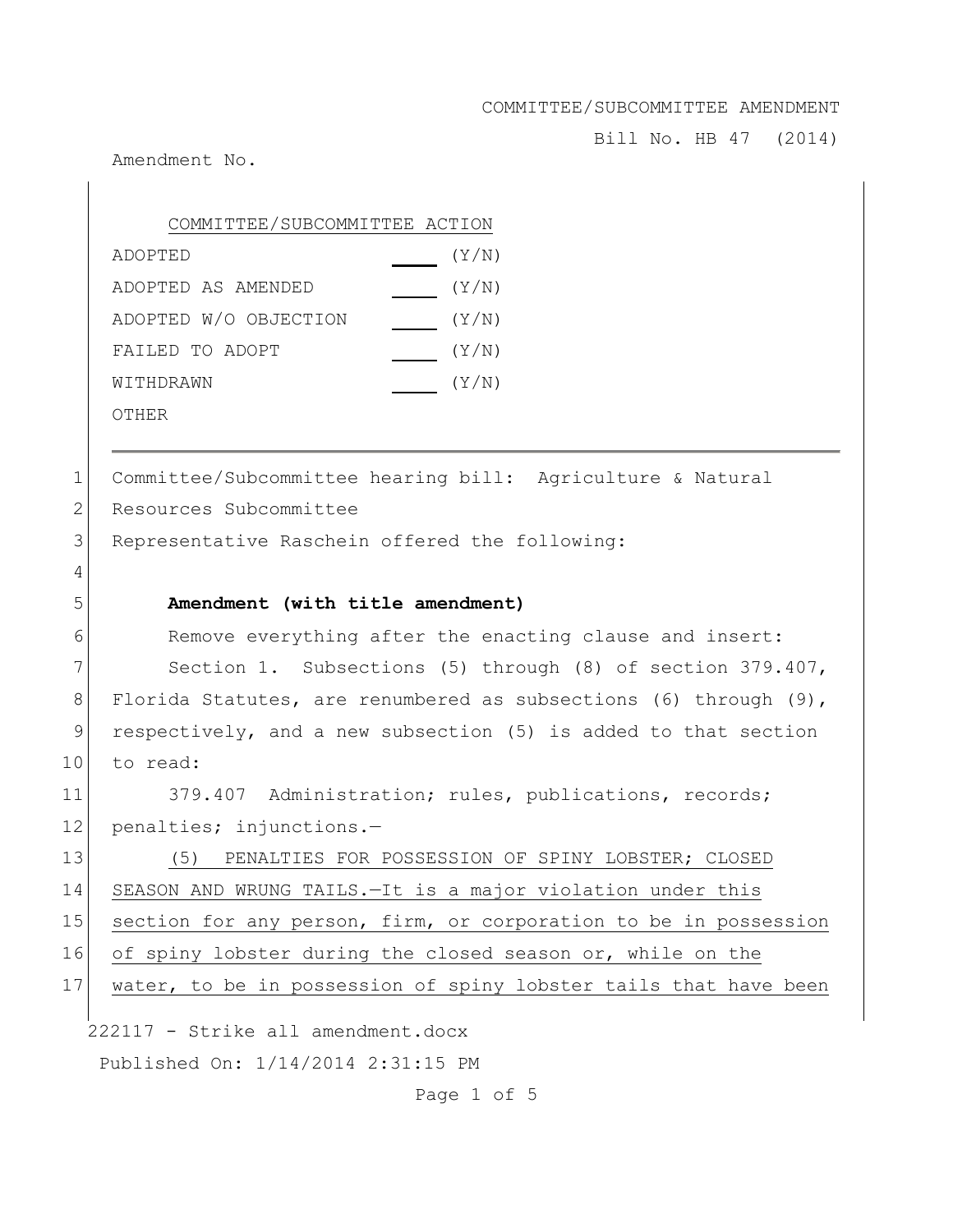COMMITTEE/SUBCOMMITTEE AMENDMENT

Bill No. HB 47 (2014)

Amendment No.

COMMITTEE/SUBCOMMITTEE ACTION

| | | |
|---|---|---|
| ADOPTED | ____ | (Y/N) |
| ADOPTED AS AMENDED | ____ | (Y/N) |
| ADOPTED W/O OBJECTION | ____ | (Y/N) |
| FAILED TO ADOPT | ____ | (Y/N) |
| WITHDRAWN | ____ | (Y/N) |
| OTHER | | |

---

1 Committee/Subcommittee hearing bill: Agriculture & Natural
2 Resources Subcommittee
3 Representative Raschein offered the following:
4
5 **Amendment (with title amendment)**
6 Remove everything after the enacting clause and insert:
7 Section 1. Subsections (5) through (8) of section 379.407,
8 Florida Statutes, are renumbered as subsections (6) through (9),
9 respectively, and a new subsection (5) is added to that section
10 to read:
11 379.407 Administration; rules, publications, records;
12 penalties; injunctions.—
13 <u>(5) PENALTIES FOR POSSESSION OF SPINY LOBSTER; CLOSED</u>
14 <u>SEASON AND WRUNG TAILS.—It is a major violation under this</u>
15 <u>section for any person, firm, or corporation to be in possession</u>
16 <u>of spiny lobster during the closed season or, while on the</u>
17 <u>water, to be in possession of spiny lobster tails that have been</u>

222117 - Strike all amendment.docx

Published On: 1/14/2014 2:31:15 PM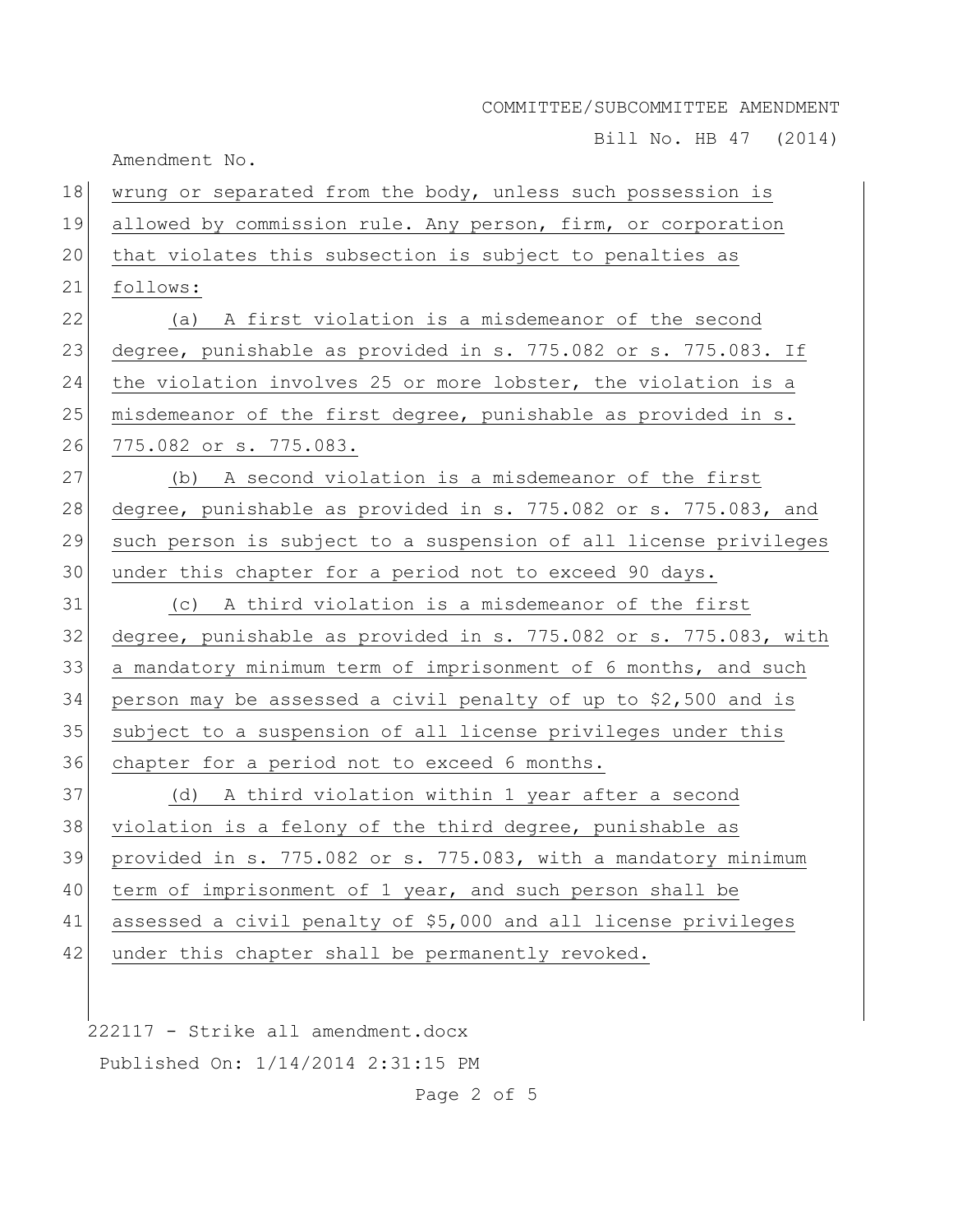wrung or separated from the body, unless such possession is allowed by commission rule. Any person, firm, or corporation that violates this subsection is subject to penalties as follows:

(a) A first violation is a misdemeanor of the second degree, punishable as provided in s. 775.082 or s. 775.083. If the violation involves 25 or more lobster, the violation is a misdemeanor of the first degree, punishable as provided in s. 775.082 or s. 775.083.

(b) A second violation is a misdemeanor of the first degree, punishable as provided in s. 775.082 or s. 775.083, and such person is subject to a suspension of all license privileges under this chapter for a period not to exceed 90 days.

(c) A third violation is a misdemeanor of the first degree, punishable as provided in s. 775.082 or s. 775.083, with a mandatory minimum term of imprisonment of 6 months, and such person may be assessed a civil penalty of up to $2,500 and is subject to a suspension of all license privileges under this chapter for a period not to exceed 6 months.

(d) A third violation within 1 year after a second violation is a felony of the third degree, punishable as provided in s. 775.082 or s. 775.083, with a mandatory minimum term of imprisonment of 1 year, and such person shall be assessed a civil penalty of $5,000 and all license privileges under this chapter shall be permanently revoked.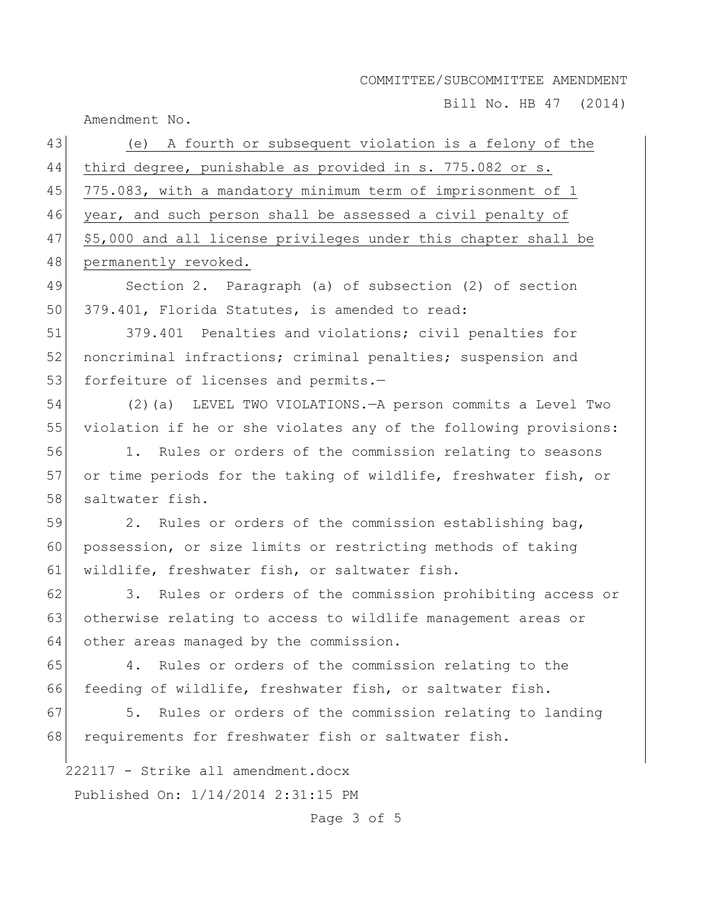(e) A fourth or subsequent violation is a felony of the third degree, punishable as provided in s. 775.082 or s. 775.083, with a mandatory minimum term of imprisonment of 1 year, and such person shall be assessed a civil penalty of $5,000 and all license privileges under this chapter shall be permanently revoked.

Section 2. Paragraph (a) of subsection (2) of section 379.401, Florida Statutes, is amended to read:

379.401 Penalties and violations; civil penalties for noncriminal infractions; criminal penalties; suspension and forfeiture of licenses and permits.—

(2)(a) LEVEL TWO VIOLATIONS.—A person commits a Level Two violation if he or she violates any of the following provisions:

1. Rules or orders of the commission relating to seasons or time periods for the taking of wildlife, freshwater fish, or saltwater fish.

2. Rules or orders of the commission establishing bag, possession, or size limits or restricting methods of taking wildlife, freshwater fish, or saltwater fish.

3. Rules or orders of the commission prohibiting access or otherwise relating to access to wildlife management areas or other areas managed by the commission.

4. Rules or orders of the commission relating to the feeding of wildlife, freshwater fish, or saltwater fish.

5. Rules or orders of the commission relating to landing requirements for freshwater fish or saltwater fish.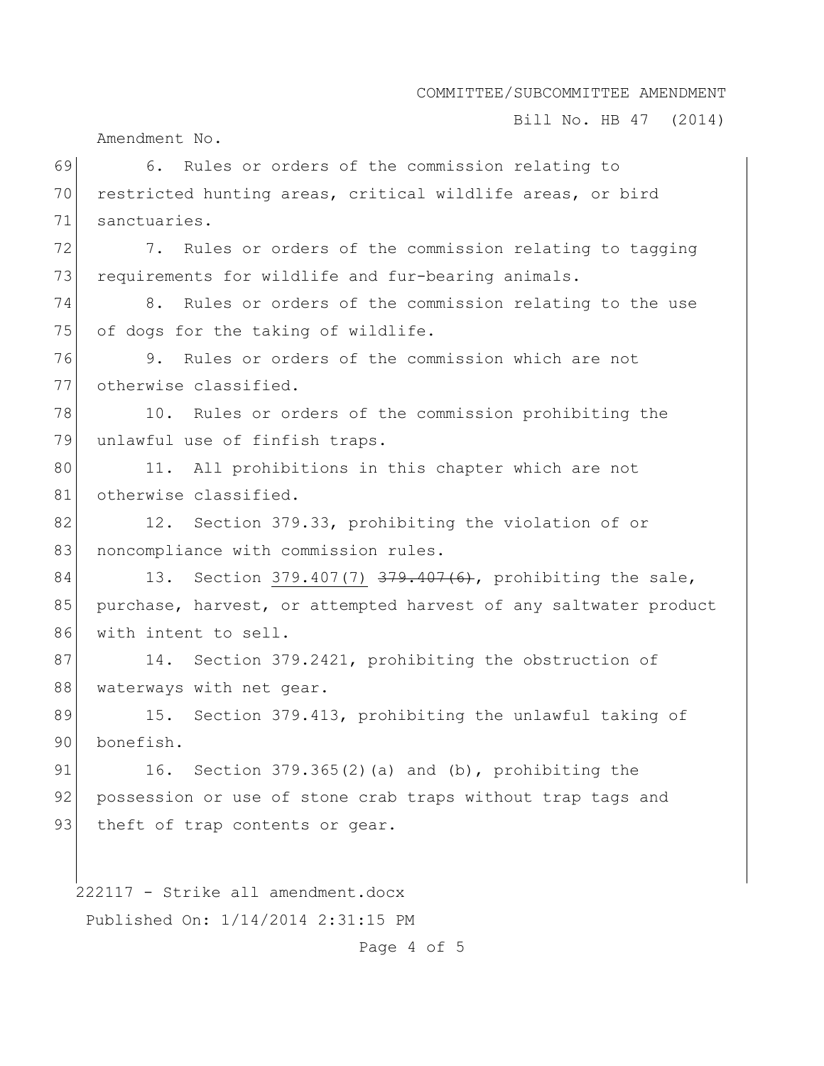6. Rules or orders of the commission relating to restricted hunting areas, critical wildlife areas, or bird sanctuaries.

7. Rules or orders of the commission relating to tagging requirements for wildlife and fur-bearing animals.

8. Rules or orders of the commission relating to the use of dogs for the taking of wildlife.

9. Rules or orders of the commission which are not otherwise classified.

10. Rules or orders of the commission prohibiting the unlawful use of finfish traps.

11. All prohibitions in this chapter which are not otherwise classified.

12. Section 379.33, prohibiting the violation of or noncompliance with commission rules.

13. Section 379.407(7) ~~379.407(6)~~, prohibiting the sale, purchase, harvest, or attempted harvest of any saltwater product with intent to sell.

14. Section 379.2421, prohibiting the obstruction of waterways with net gear.

15. Section 379.413, prohibiting the unlawful taking of bonefish.

16. Section 379.365(2)(a) and (b), prohibiting the possession or use of stone crab traps without trap tags and theft of trap contents or gear.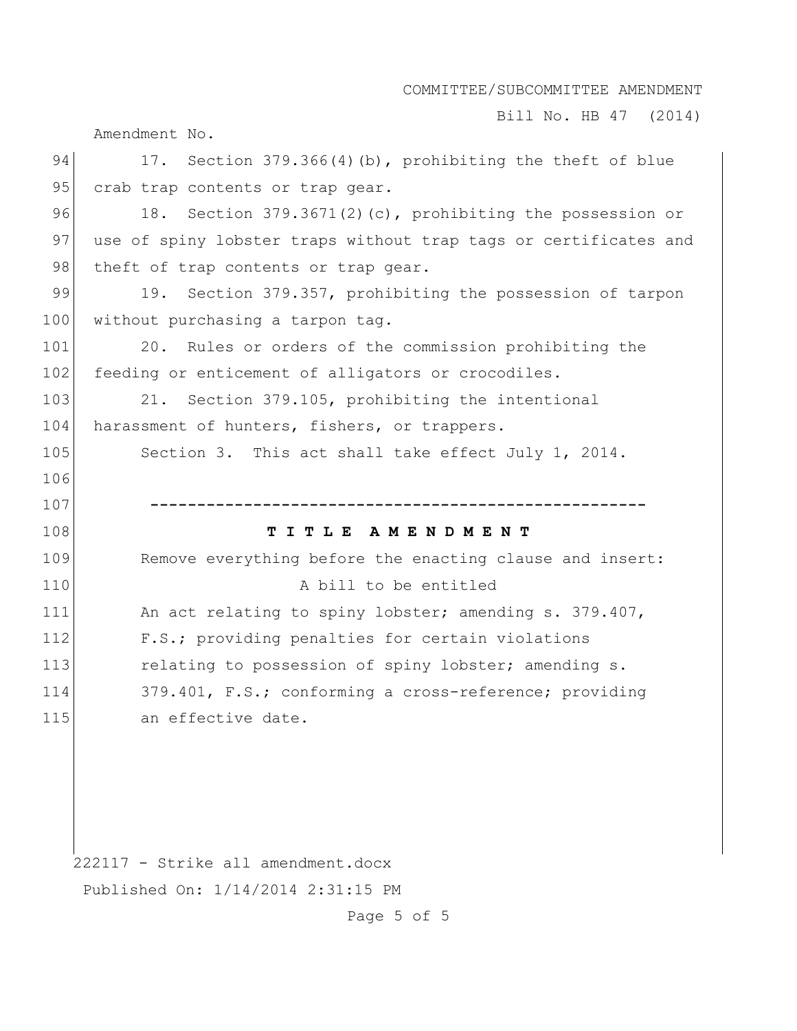17. Section 379.366(4)(b), prohibiting the theft of blue crab trap contents or trap gear.

18. Section 379.3671(2)(c), prohibiting the possession or use of spiny lobster traps without trap tags or certificates and theft of trap contents or trap gear.

19. Section 379.357, prohibiting the possession of tarpon without purchasing a tarpon tag.

20. Rules or orders of the commission prohibiting the feeding or enticement of alligators or crocodiles.

21. Section 379.105, prohibiting the intentional harassment of hunters, fishers, or trappers.

Section 3. This act shall take effect July 1, 2014.

-----------------------------------------------------

**T I T L E A M E N D M E N T**

Remove everything before the enacting clause and insert:

A bill to be entitled

An act relating to spiny lobster; amending s. 379.407, F.S.; providing penalties for certain violations relating to possession of spiny lobster; amending s. 379.401, F.S.; conforming a cross-reference; providing an effective date.